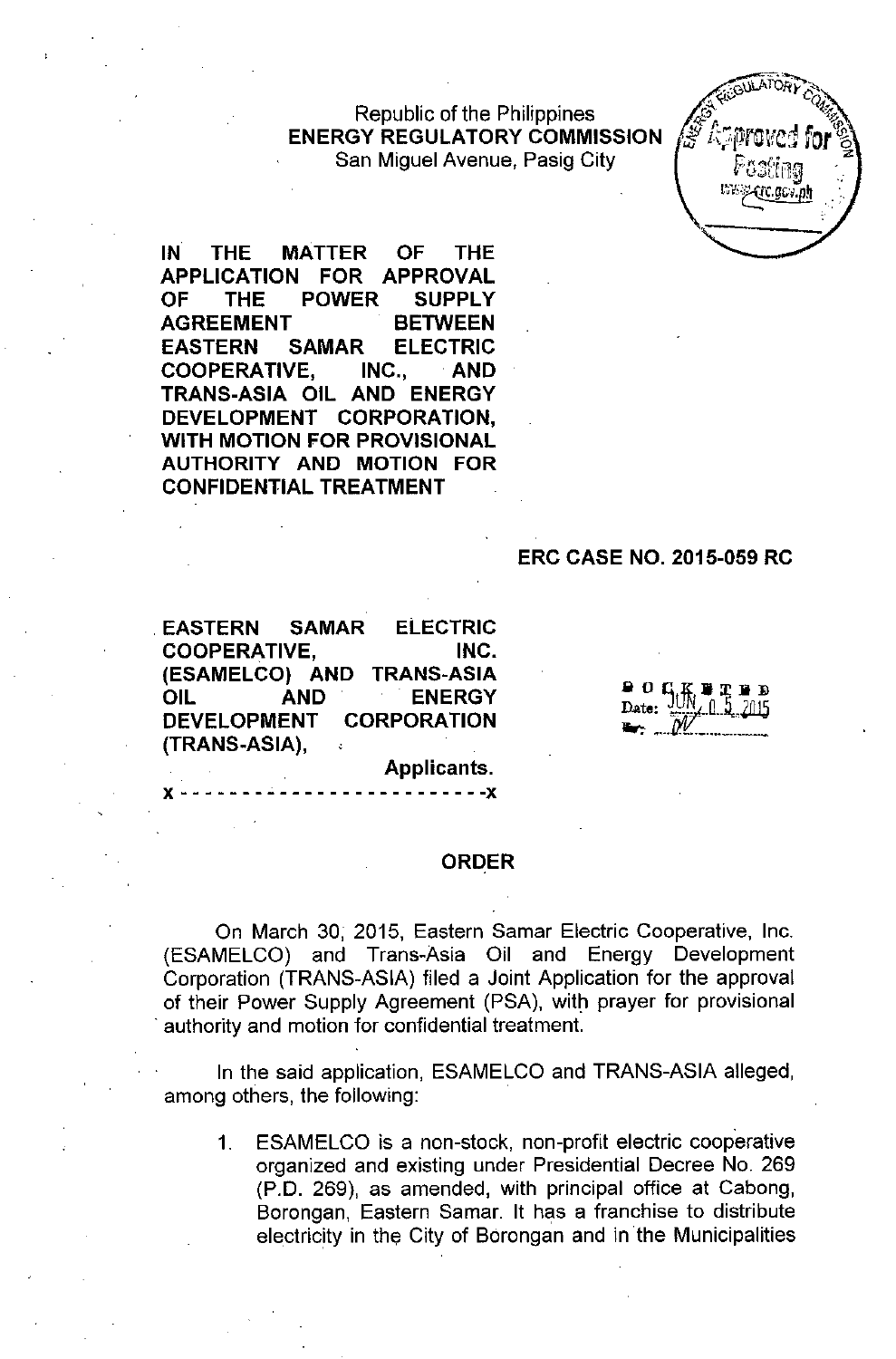Republic of the Philippines
**ENERGY REGULATORY COMMISSION**
San Miguel Avenue, Pasig City

**IN THE MATTER OF THE APPLICATION FOR APPROVAL OF THE POWER SUPPLY AGREEMENT BETWEEN EASTERN SAMAR ELECTRIC COOPERATIVE, INC., AND TRANS-ASIA OIL AND ENERGY DEVELOPMENT CORPORATION, WITH MOTION FOR PROVISIONAL AUTHORITY AND MOTION FOR CONFIDENTIAL TREATMENT**

**ERC CASE NO. 2015-059 RC**

**EASTERN SAMAR ELECTRIC COOPERATIVE, INC. (ESAMELCO) AND TRANS-ASIA OIL AND ENERGY DEVELOPMENT CORPORATION (TRANS-ASIA),**

**Applicants.**

x - - - - - - - - - - - - - - - - - - - - - - - - -x

DOCKETED
Date: JUN 05 2015

## ORDER

On March 30, 2015, Eastern Samar Electric Cooperative, Inc. (ESAMELCO) and Trans-Asia Oil and Energy Development Corporation (TRANS-ASIA) filed a Joint Application for the approval of their Power Supply Agreement (PSA), with prayer for provisional authority and motion for confidential treatment.

In the said application, ESAMELCO and TRANS-ASIA alleged, among others, the following:

1. ESAMELCO is a non-stock, non-profit electric cooperative organized and existing under Presidential Decree No. 269 (P.D. 269), as amended, with principal office at Cabong, Borongan, Eastern Samar. It has a franchise to distribute electricity in the City of Borongan and in the Municipalities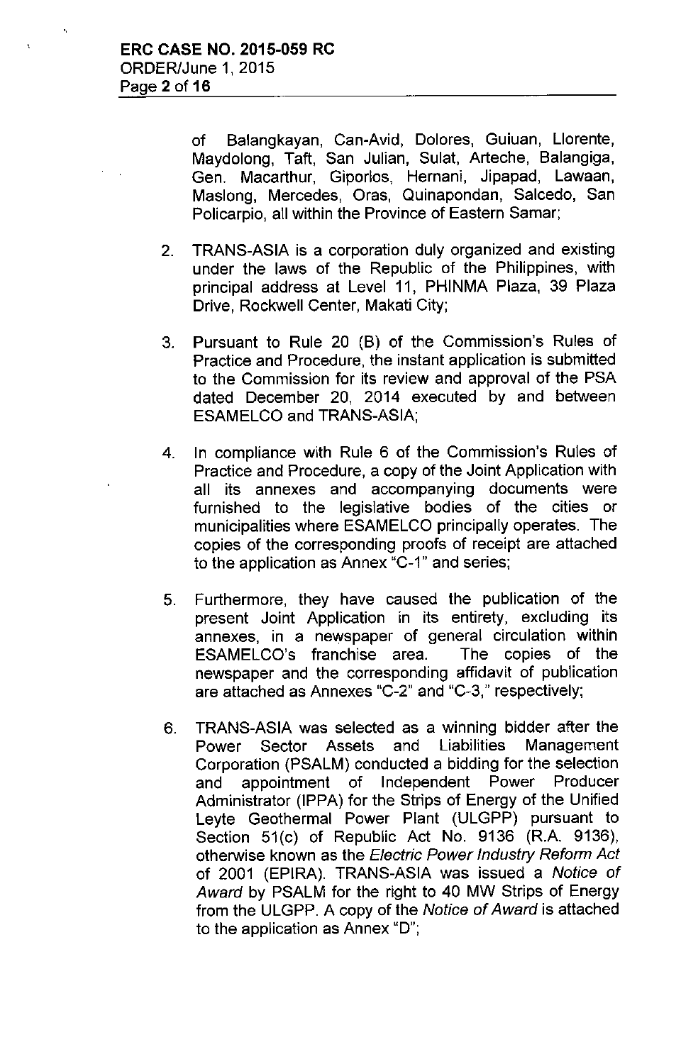of Balangkayan, Can-Avid, Dolores, Guiuan, Llorente, Maydolong, Taft, San Julian, Sulat, Arteche, Balangiga, Gen. Macarthur, Giporlos, Hernani, Jipapad, Lawaan, Maslong, Mercedes, Oras, Quinapondan, Salcedo, San Policarpio, all within the Province of Eastern Samar;

2. TRANS-ASIA is a corporation duly organized and existing under the laws of the Republic of the Philippines, with principal address at Level 11, PHINMA Plaza, 39 Plaza Drive, Rockwell Center, Makati City;

3. Pursuant to Rule 20 (B) of the Commission's Rules of Practice and Procedure, the instant application is submitted to the Commission for its review and approval of the PSA dated December 20, 2014 executed by and between ESAMELCO and TRANS-ASIA;

4. In compliance with Rule 6 of the Commission's Rules of Practice and Procedure, a copy of the Joint Application with all its annexes and accompanying documents were furnished to the legislative bodies of the cities or municipalities where ESAMELCO principally operates. The copies of the corresponding proofs of receipt are attached to the application as Annex "C-1" and series;

5. Furthermore, they have caused the publication of the present Joint Application in its entirety, excluding its annexes, in a newspaper of general circulation within ESAMELCO's franchise area. The copies of the newspaper and the corresponding affidavit of publication are attached as Annexes "C-2" and "C-3," respectively;

6. TRANS-ASIA was selected as a winning bidder after the Power Sector Assets and Liabilities Management Corporation (PSALM) conducted a bidding for the selection and appointment of Independent Power Producer Administrator (IPPA) for the Strips of Energy of the Unified Leyte Geothermal Power Plant (ULGPP) pursuant to Section 51(c) of Republic Act No. 9136 (R.A. 9136), otherwise known as the *Electric Power Industry Reform Act* of 2001 (EPIRA). TRANS-ASIA was issued a *Notice of Award* by PSALM for the right to 40 MW Strips of Energy from the ULGPP. A copy of the *Notice of Award* is attached to the application as Annex "D";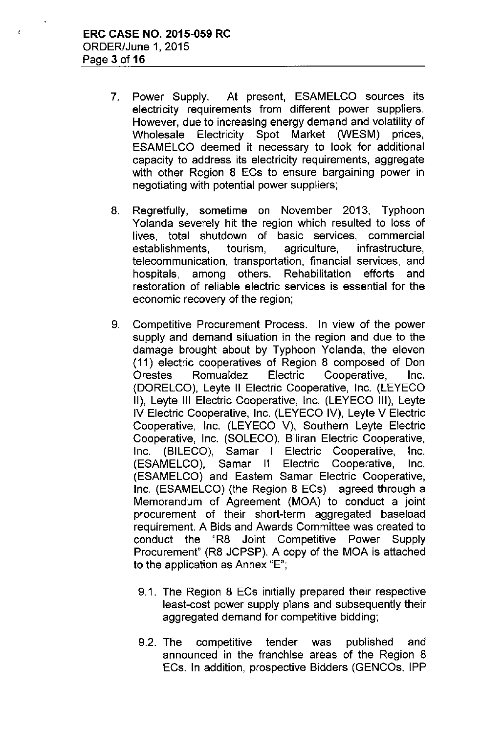7. Power Supply. At present, ESAMELCO sources its electricity requirements from different power suppliers. However, due to increasing energy demand and volatility of Wholesale Electricity Spot Market (WESM) prices, ESAMELCO deemed it necessary to look for additional capacity to address its electricity requirements, aggregate with other Region 8 ECs to ensure bargaining power in negotiating with potential power suppliers;

8. Regretfully, sometime on November 2013, Typhoon Yolanda severely hit the region which resulted to loss of lives, total shutdown of basic services, commercial establishments, tourism, agriculture, infrastructure, telecommunication, transportation, financial services, and hospitals, among others. Rehabilitation efforts and restoration of reliable electric services is essential for the economic recovery of the region;

9. Competitive Procurement Process. In view of the power supply and demand situation in the region and due to the damage brought about by Typhoon Yolanda, the eleven (11) electric cooperatives of Region 8 composed of Don Orestes Romualdez Electric Cooperative, Inc. (DORELCO), Leyte II Electric Cooperative, Inc. (LEYECO II), Leyte III Electric Cooperative, Inc. (LEYECO III), Leyte IV Electric Cooperative, Inc. (LEYECO IV), Leyte V Electric Cooperative, Inc. (LEYECO V), Southern Leyte Electric Cooperative, Inc. (SOLECO), Biliran Electric Cooperative, Inc. (BILECO), Samar I Electric Cooperative, Inc. (ESAMELCO), Samar II Electric Cooperative, Inc. (ESAMELCO) and Eastern Samar Electric Cooperative, Inc. (ESAMELCO) (the Region 8 ECs) agreed through a Memorandum of Agreement (MOA) to conduct a joint procurement of their short-term aggregated baseload requirement. A Bids and Awards Committee was created to conduct the "R8 Joint Competitive Power Supply Procurement" (R8 JCPSP). A copy of the MOA is attached to the application as Annex "E";

   9.1. The Region 8 ECs initially prepared their respective least-cost power supply plans and subsequently their aggregated demand for competitive bidding;

   9.2. The competitive tender was published and announced in the franchise areas of the Region 8 ECs. In addition, prospective Bidders (GENCOs, IPP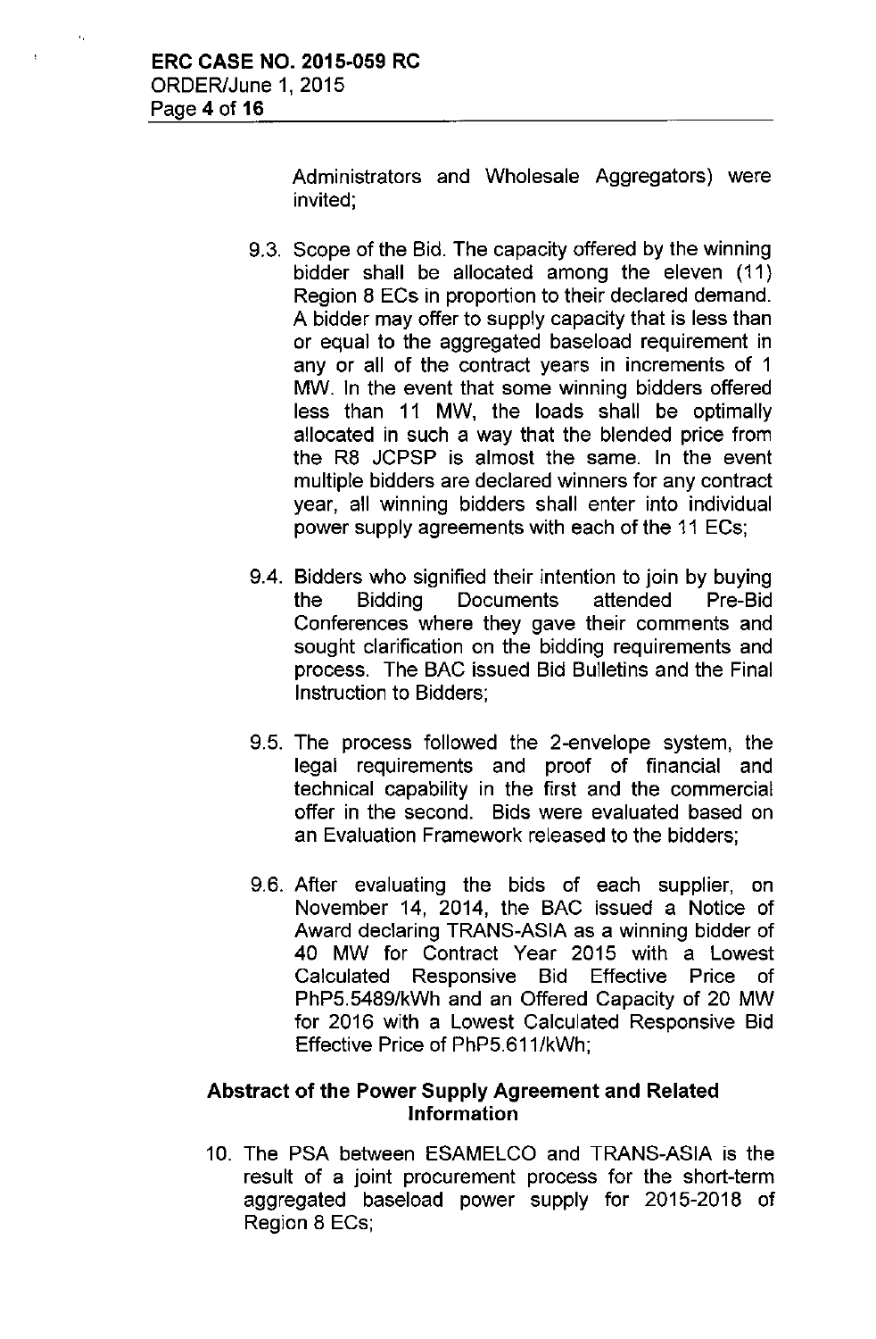Administrators and Wholesale Aggregators) were invited;

9.3. Scope of the Bid. The capacity offered by the winning bidder shall be allocated among the eleven (11) Region 8 ECs in proportion to their declared demand. A bidder may offer to supply capacity that is less than or equal to the aggregated baseload requirement in any or all of the contract years in increments of 1 MW. In the event that some winning bidders offered less than 11 MW, the loads shall be optimally allocated in such a way that the blended price from the R8 JCPSP is almost the same. In the event multiple bidders are declared winners for any contract year, all winning bidders shall enter into individual power supply agreements with each of the 11 ECs;

9.4. Bidders who signified their intention to join by buying the Bidding Documents attended Pre-Bid Conferences where they gave their comments and sought clarification on the bidding requirements and process. The BAC issued Bid Bulletins and the Final Instruction to Bidders;

9.5. The process followed the 2-envelope system, the legal requirements and proof of financial and technical capability in the first and the commercial offer in the second. Bids were evaluated based on an Evaluation Framework released to the bidders;

9.6. After evaluating the bids of each supplier, on November 14, 2014, the BAC issued a Notice of Award declaring TRANS-ASIA as a winning bidder of 40 MW for Contract Year 2015 with a Lowest Calculated Responsive Bid Effective Price of PhP5.5489/kWh and an Offered Capacity of 20 MW for 2016 with a Lowest Calculated Responsive Bid Effective Price of PhP5.611/kWh;

## Abstract of the Power Supply Agreement and Related Information

10. The PSA between ESAMELCO and TRANS-ASIA is the result of a joint procurement process for the short-term aggregated baseload power supply for 2015-2018 of Region 8 ECs;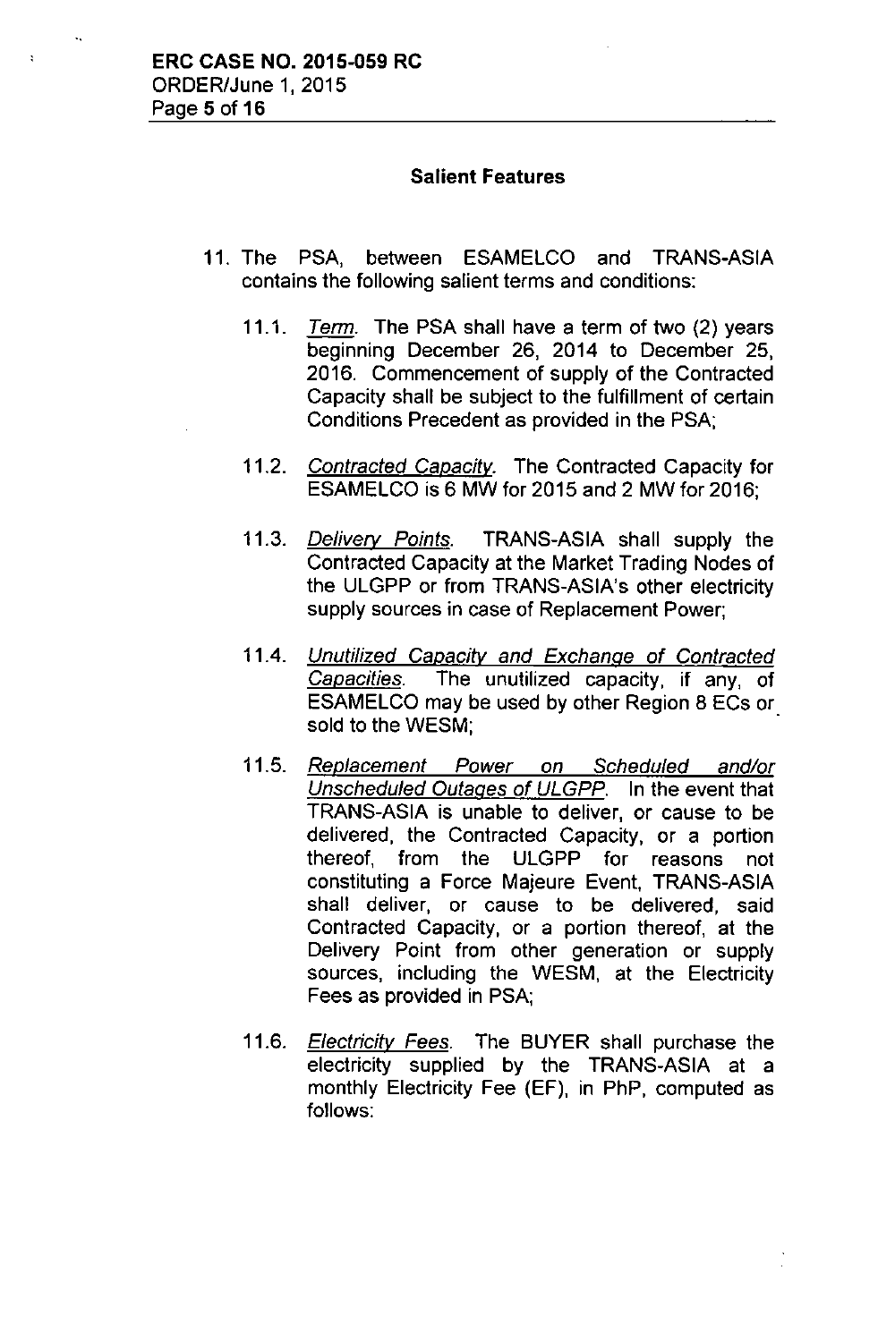### Salient Features

11. The PSA, between ESAMELCO and TRANS-ASIA contains the following salient terms and conditions:

    11.1. *Term*. The PSA shall have a term of two (2) years beginning December 26, 2014 to December 25, 2016. Commencement of supply of the Contracted Capacity shall be subject to the fulfillment of certain Conditions Precedent as provided in the PSA;

    11.2. *Contracted Capacity*. The Contracted Capacity for ESAMELCO is 6 MW for 2015 and 2 MW for 2016;

    11.3. *Delivery Points*. TRANS-ASIA shall supply the Contracted Capacity at the Market Trading Nodes of the ULGPP or from TRANS-ASIA's other electricity supply sources in case of Replacement Power;

    11.4. *Unutilized Capacity and Exchange of Contracted Capacities*. The unutilized capacity, if any, of ESAMELCO may be used by other Region 8 ECs or sold to the WESM;

    11.5. *Replacement Power on Scheduled and/or Unscheduled Outages of ULGPP*. In the event that TRANS-ASIA is unable to deliver, or cause to be delivered, the Contracted Capacity, or a portion thereof, from the ULGPP for reasons not constituting a Force Majeure Event, TRANS-ASIA shall deliver, or cause to be delivered, said Contracted Capacity, or a portion thereof, at the Delivery Point from other generation or supply sources, including the WESM, at the Electricity Fees as provided in PSA;

    11.6. *Electricity Fees*. The BUYER shall purchase the electricity supplied by the TRANS-ASIA at a monthly Electricity Fee (EF), in PhP, computed as follows: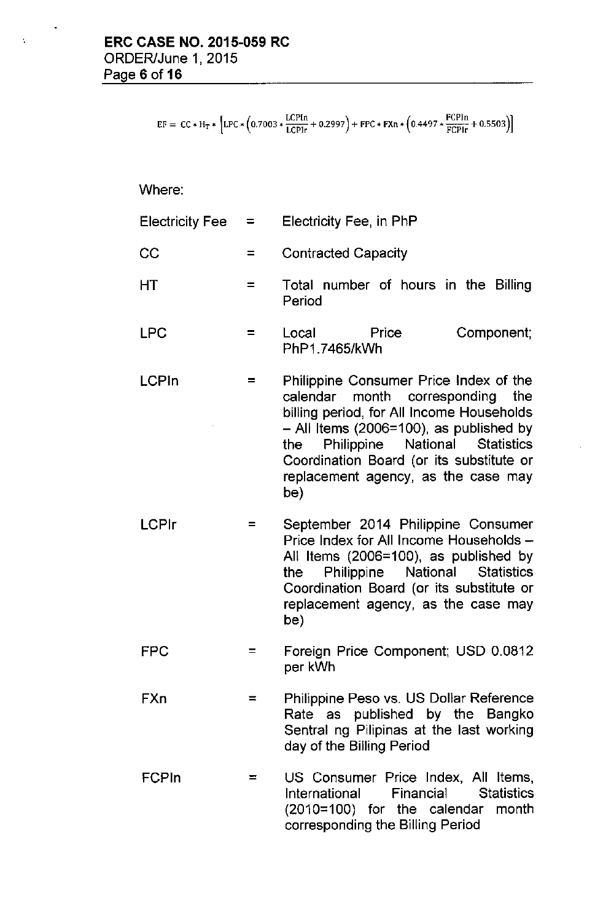$$EF = CC * H_T * \left[LPC * \left(0.7003 * \frac{LCPIn}{LCPIr} + 0.2997\right) + FPC * FXn * \left(0.4497 * \frac{FCPIn}{FCPIr} + 0.5503\right)\right]$$

Where:

| | | |
|---|---|---|
| Electricity Fee | = | Electricity Fee, in PhP |
| CC | = | Contracted Capacity |
| HT | = | Total number of hours in the Billing Period |
| LPC | = | Local Price Component; PhP1.7465/kWh |
| LCPIn | = | Philippine Consumer Price Index of the calendar month corresponding the billing period, for All Income Households – All Items (2006=100), as published by the Philippine National Statistics Coordination Board (or its substitute or replacement agency, as the case may be) |
| LCPIr | = | September 2014 Philippine Consumer Price Index for All Income Households – All Items (2006=100), as published by the Philippine National Statistics Coordination Board (or its substitute or replacement agency, as the case may be) |
| FPC | = | Foreign Price Component; USD 0.0812 per kWh |
| FXn | = | Philippine Peso vs. US Dollar Reference Rate as published by the Bangko Sentral ng Pilipinas at the last working day of the Billing Period |
| FCPIn | = | US Consumer Price Index, All Items, International Financial Statistics (2010=100) for the calendar month corresponding the Billing Period |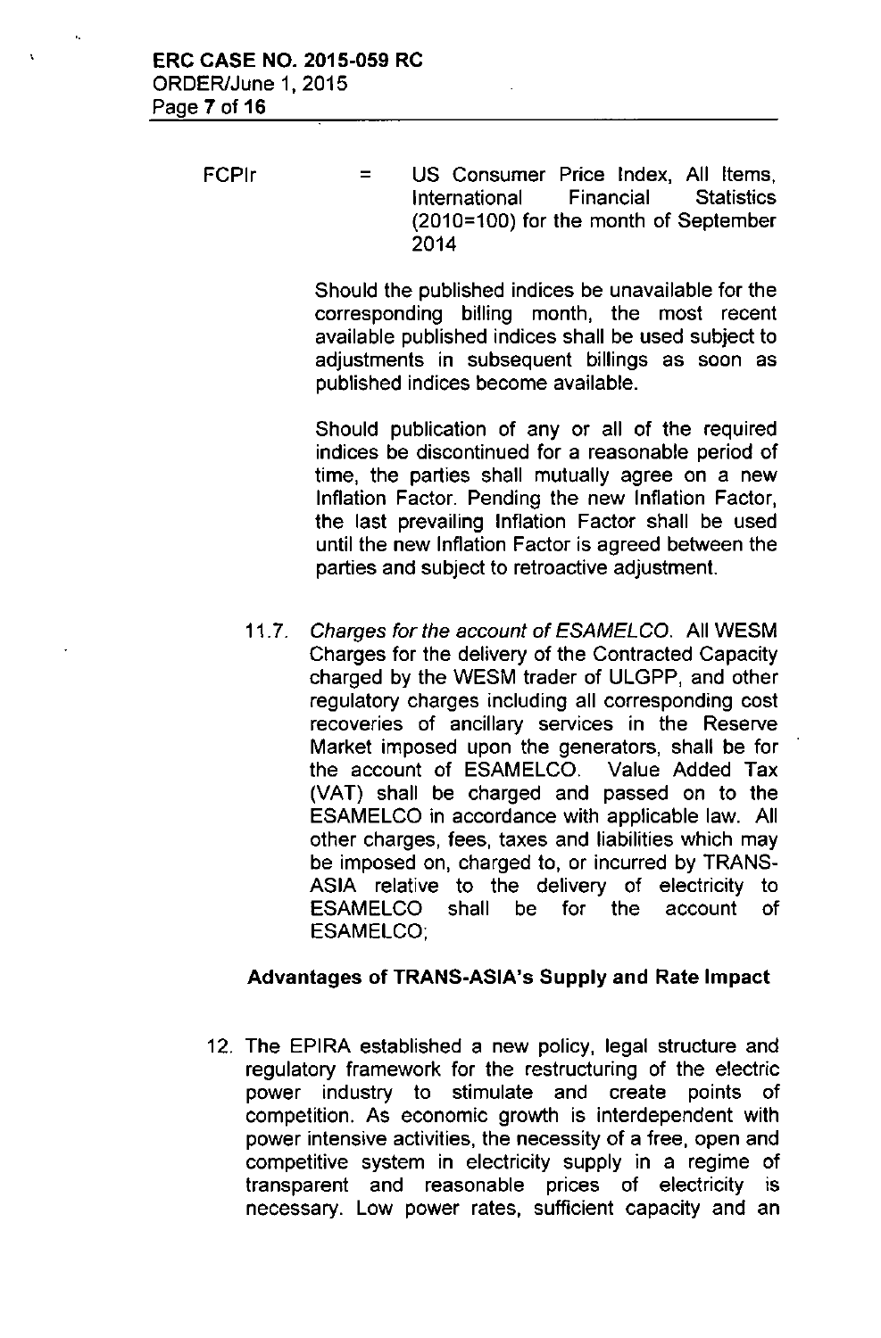FCPIr = US Consumer Price Index, All Items, International Financial Statistics (2010=100) for the month of September 2014

Should the published indices be unavailable for the corresponding billing month, the most recent available published indices shall be used subject to adjustments in subsequent billings as soon as published indices become available.

Should publication of any or all of the required indices be discontinued for a reasonable period of time, the parties shall mutually agree on a new Inflation Factor. Pending the new Inflation Factor, the last prevailing Inflation Factor shall be used until the new Inflation Factor is agreed between the parties and subject to retroactive adjustment.

11.7. *Charges for the account of ESAMELCO.* All WESM Charges for the delivery of the Contracted Capacity charged by the WESM trader of ULGPP, and other regulatory charges including all corresponding cost recoveries of ancillary services in the Reserve Market imposed upon the generators, shall be for the account of ESAMELCO. Value Added Tax (VAT) shall be charged and passed on to the ESAMELCO in accordance with applicable law. All other charges, fees, taxes and liabilities which may be imposed on, charged to, or incurred by TRANS-ASIA relative to the delivery of electricity to ESAMELCO shall be for the account of ESAMELCO;

**Advantages of TRANS-ASIA's Supply and Rate Impact**

12. The EPIRA established a new policy, legal structure and regulatory framework for the restructuring of the electric power industry to stimulate and create points of competition. As economic growth is interdependent with power intensive activities, the necessity of a free, open and competitive system in electricity supply in a regime of transparent and reasonable prices of electricity is necessary. Low power rates, sufficient capacity and an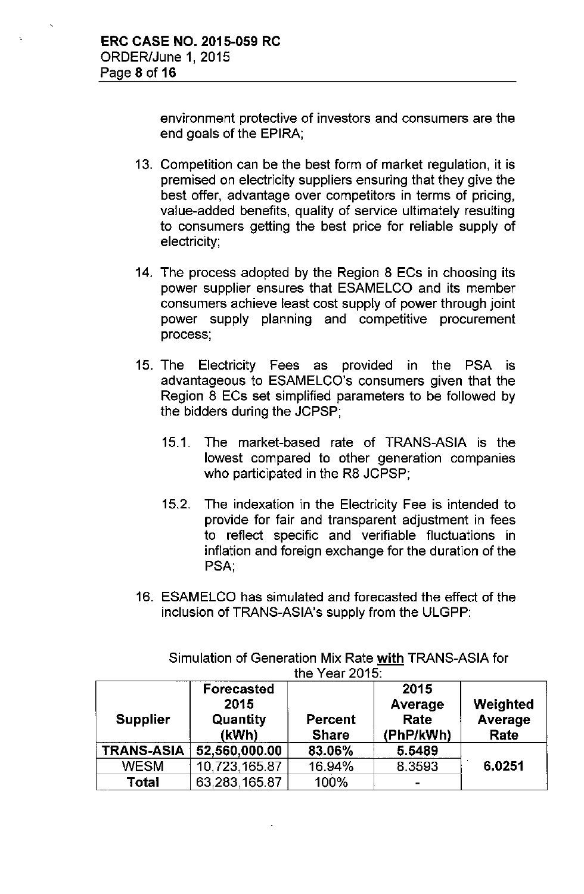environment protective of investors and consumers are the end goals of the EPIRA;

13. Competition can be the best form of market regulation, it is premised on electricity suppliers ensuring that they give the best offer, advantage over competitors in terms of pricing, value-added benefits, quality of service ultimately resulting to consumers getting the best price for reliable supply of electricity;

14. The process adopted by the Region 8 ECs in choosing its power supplier ensures that ESAMELCO and its member consumers achieve least cost supply of power through joint power supply planning and competitive procurement process;

15. The Electricity Fees as provided in the PSA is advantageous to ESAMELCO's consumers given that the Region 8 ECs set simplified parameters to be followed by the bidders during the JCPSP;

    15.1. The market-based rate of TRANS-ASIA is the lowest compared to other generation companies who participated in the R8 JCPSP;

    15.2. The indexation in the Electricity Fee is intended to provide for fair and transparent adjustment in fees to reflect specific and verifiable fluctuations in inflation and foreign exchange for the duration of the PSA;

16. ESAMELCO has simulated and forecasted the effect of the inclusion of TRANS-ASIA's supply from the ULGPP:

Simulation of Generation Mix Rate **with** TRANS-ASIA for the Year 2015:

| Supplier | Forecasted 2015 Quantity (kWh) | Percent Share | 2015 Average Rate (PhP/kWh) | Weighted Average Rate |
|---|---|---|---|---|
| **TRANS-ASIA** | **52,560,000.00** | **83.06%** | **5.5489** | 6.0251 |
| WESM | 10,723,165.87 | 16.94% | 8.3593 | |
| **Total** | 63,283,165.87 | 100% | - | |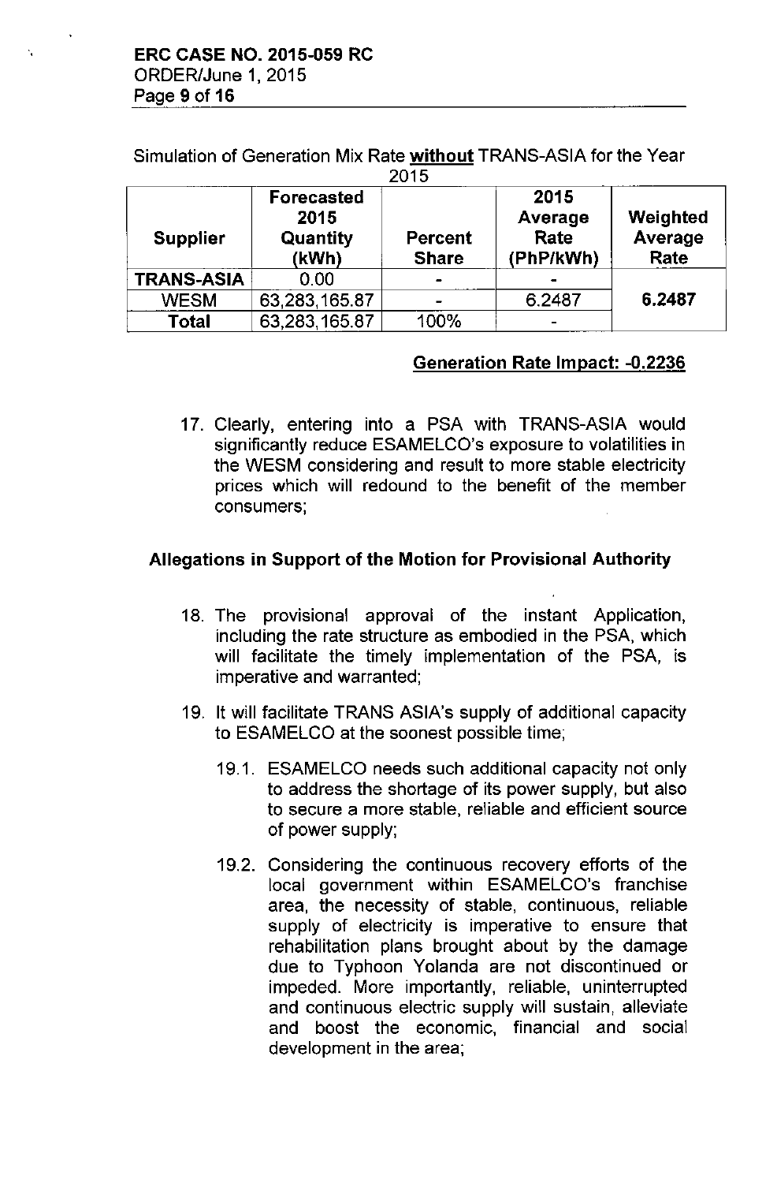Simulation of Generation Mix Rate **without** TRANS-ASIA for the Year 2015

| Supplier | Forecasted 2015 Quantity (kWh) | Percent Share | 2015 Average Rate (PhP/kWh) | Weighted Average Rate |
|---|---|---|---|---|
| **TRANS-ASIA** | 0.00 | - | - | **6.2487** |
| WESM | 63,283,165.87 | - | 6.2487 | |
| **Total** | 63,283,165.87 | 100% | - | |

**Generation Rate Impact: -0.2236**

17. Clearly, entering into a PSA with TRANS-ASIA would significantly reduce ESAMELCO's exposure to volatilities in the WESM considering and result to more stable electricity prices which will redound to the benefit of the member consumers;

## Allegations in Support of the Motion for Provisional Authority

18. The provisional approval of the instant Application, including the rate structure as embodied in the PSA, which will facilitate the timely implementation of the PSA, is imperative and warranted;

19. It will facilitate TRANS ASIA's supply of additional capacity to ESAMELCO at the soonest possible time;

    19.1. ESAMELCO needs such additional capacity not only to address the shortage of its power supply, but also to secure a more stable, reliable and efficient source of power supply;

    19.2. Considering the continuous recovery efforts of the local government within ESAMELCO's franchise area, the necessity of stable, continuous, reliable supply of electricity is imperative to ensure that rehabilitation plans brought about by the damage due to Typhoon Yolanda are not discontinued or impeded. More importantly, reliable, uninterrupted and continuous electric supply will sustain, alleviate and boost the economic, financial and social development in the area;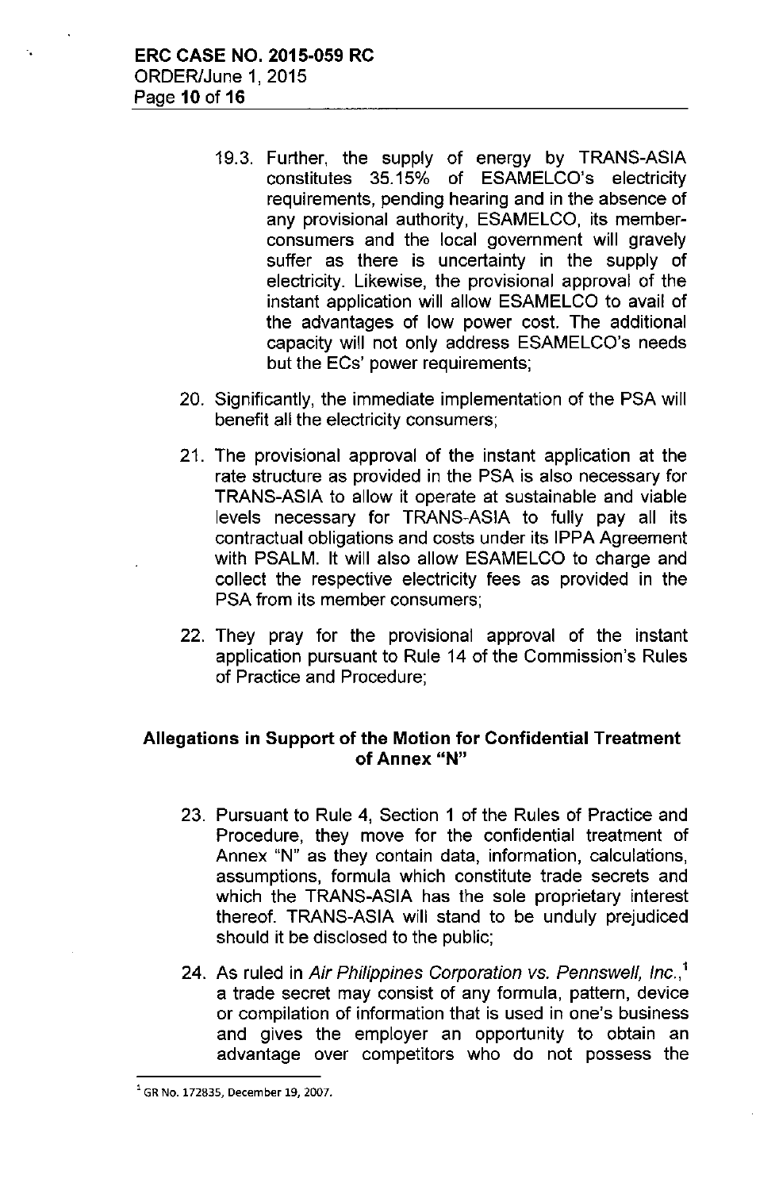19.3. Further, the supply of energy by TRANS-ASIA constitutes 35.15% of ESAMELCO's electricity requirements, pending hearing and in the absence of any provisional authority, ESAMELCO, its member-consumers and the local government will gravely suffer as there is uncertainty in the supply of electricity. Likewise, the provisional approval of the instant application will allow ESAMELCO to avail of the advantages of low power cost. The additional capacity will not only address ESAMELCO's needs but the ECs' power requirements;

20. Significantly, the immediate implementation of the PSA will benefit all the electricity consumers;

21. The provisional approval of the instant application at the rate structure as provided in the PSA is also necessary for TRANS-ASIA to allow it operate at sustainable and viable levels necessary for TRANS-ASIA to fully pay all its contractual obligations and costs under its IPPA Agreement with PSALM. It will also allow ESAMELCO to charge and collect the respective electricity fees as provided in the PSA from its member consumers;

22. They pray for the provisional approval of the instant application pursuant to Rule 14 of the Commission's Rules of Practice and Procedure;

## Allegations in Support of the Motion for Confidential Treatment of Annex "N"

23. Pursuant to Rule 4, Section 1 of the Rules of Practice and Procedure, they move for the confidential treatment of Annex "N" as they contain data, information, calculations, assumptions, formula which constitute trade secrets and which the TRANS-ASIA has the sole proprietary interest thereof. TRANS-ASIA will stand to be unduly prejudiced should it be disclosed to the public;

24. As ruled in *Air Philippines Corporation vs. Pennswell, Inc.*,[1] a trade secret may consist of any formula, pattern, device or compilation of information that is used in one's business and gives the employer an opportunity to obtain an advantage over competitors who do not possess the

---

[1] GR No. 172835, December 19, 2007.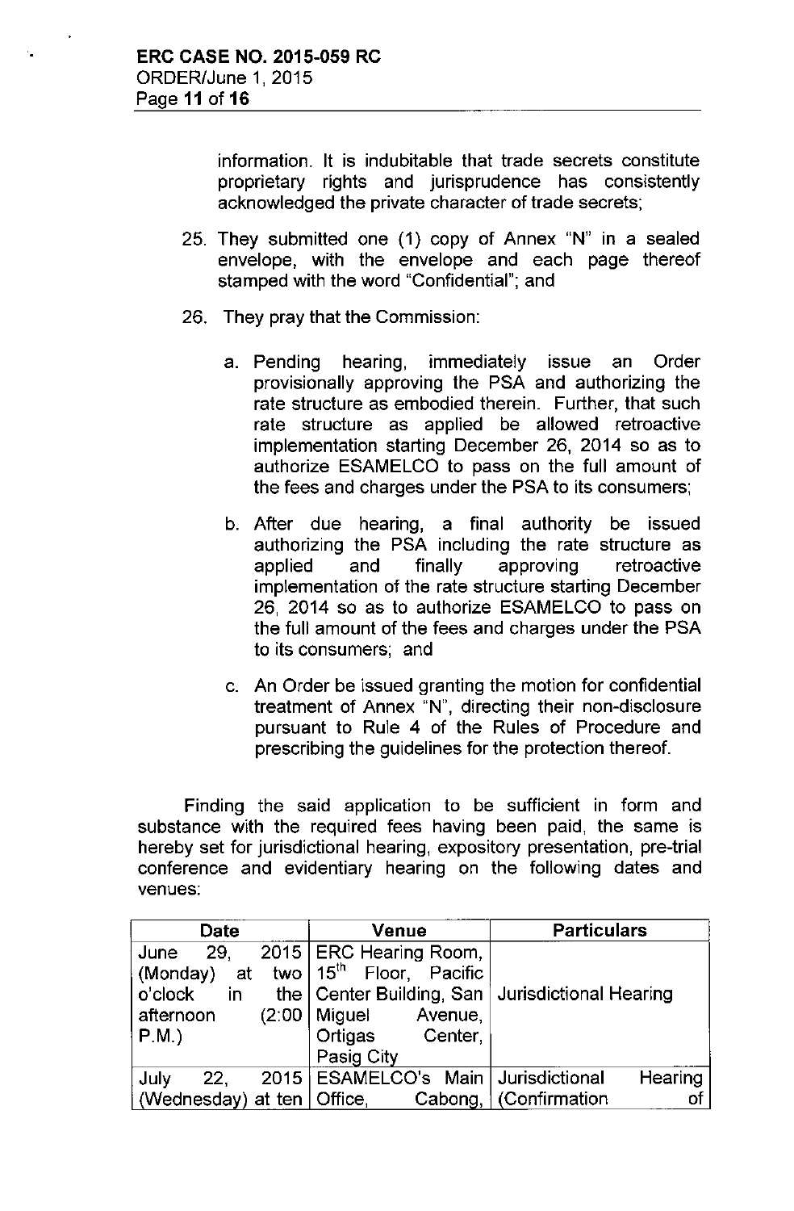information. It is indubitable that trade secrets constitute proprietary rights and jurisprudence has consistently acknowledged the private character of trade secrets;

25. They submitted one (1) copy of Annex "N" in a sealed envelope, with the envelope and each page thereof stamped with the word "Confidential"; and

26. They pray that the Commission:

    a. Pending hearing, immediately issue an Order provisionally approving the PSA and authorizing the rate structure as embodied therein. Further, that such rate structure as applied be allowed retroactive implementation starting December 26, 2014 so as to authorize ESAMELCO to pass on the full amount of the fees and charges under the PSA to its consumers;

    b. After due hearing, a final authority be issued authorizing the PSA including the rate structure as applied and finally approving retroactive implementation of the rate structure starting December 26, 2014 so as to authorize ESAMELCO to pass on the full amount of the fees and charges under the PSA to its consumers; and

    c. An Order be issued granting the motion for confidential treatment of Annex "N", directing their non-disclosure pursuant to Rule 4 of the Rules of Procedure and prescribing the guidelines for the protection thereof.

Finding the said application to be sufficient in form and substance with the required fees having been paid, the same is hereby set for jurisdictional hearing, expository presentation, pre-trial conference and evidentiary hearing on the following dates and venues:

| Date | Venue | Particulars |
|---|---|---|
| June 29, 2015 (Monday) at two o'clock in the afternoon (2:00 P.M.) | ERC Hearing Room, 15th Floor, Pacific Center Building, San Miguel Avenue, Ortigas Center, Pasig City | Jurisdictional Hearing |
| July 22, 2015 (Wednesday) at ten | ESAMELCO's Main Office, Cabong, | Jurisdictional Hearing (Confirmation of |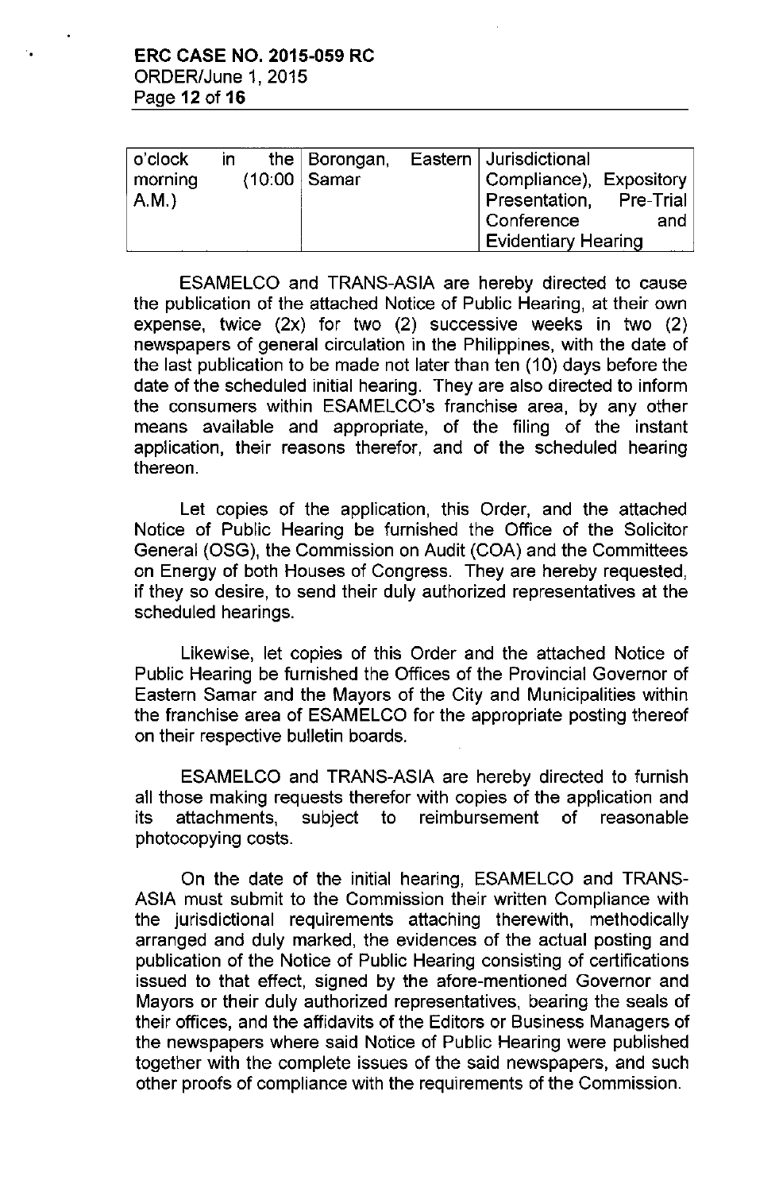| o'clock in the morning (10:00 A.M.) | Borongan, Eastern Samar | Jurisdictional Compliance), Expository Presentation, Pre-Trial Conference and Evidentiary Hearing |
|---|---|---|

ESAMELCO and TRANS-ASIA are hereby directed to cause the publication of the attached Notice of Public Hearing, at their own expense, twice (2x) for two (2) successive weeks in two (2) newspapers of general circulation in the Philippines, with the date of the last publication to be made not later than ten (10) days before the date of the scheduled initial hearing. They are also directed to inform the consumers within ESAMELCO's franchise area, by any other means available and appropriate, of the filing of the instant application, their reasons therefor, and of the scheduled hearing thereon.

Let copies of the application, this Order, and the attached Notice of Public Hearing be furnished the Office of the Solicitor General (OSG), the Commission on Audit (COA) and the Committees on Energy of both Houses of Congress. They are hereby requested, if they so desire, to send their duly authorized representatives at the scheduled hearings.

Likewise, let copies of this Order and the attached Notice of Public Hearing be furnished the Offices of the Provincial Governor of Eastern Samar and the Mayors of the City and Municipalities within the franchise area of ESAMELCO for the appropriate posting thereof on their respective bulletin boards.

ESAMELCO and TRANS-ASIA are hereby directed to furnish all those making requests therefor with copies of the application and its attachments, subject to reimbursement of reasonable photocopying costs.

On the date of the initial hearing, ESAMELCO and TRANS-ASIA must submit to the Commission their written Compliance with the jurisdictional requirements attaching therewith, methodically arranged and duly marked, the evidences of the actual posting and publication of the Notice of Public Hearing consisting of certifications issued to that effect, signed by the afore-mentioned Governor and Mayors or their duly authorized representatives, bearing the seals of their offices, and the affidavits of the Editors or Business Managers of the newspapers where said Notice of Public Hearing were published together with the complete issues of the said newspapers, and such other proofs of compliance with the requirements of the Commission.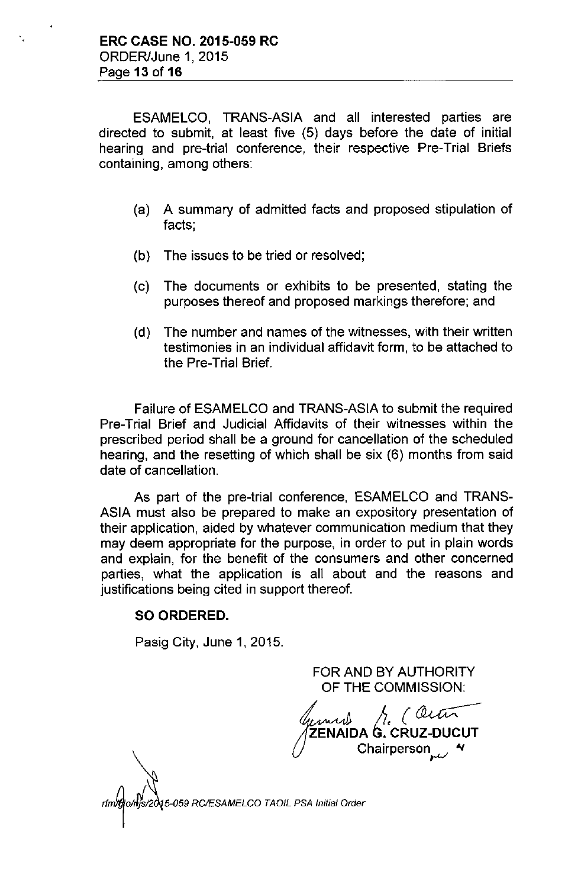ESAMELCO, TRANS-ASIA and all interested parties are directed to submit, at least five (5) days before the date of initial hearing and pre-trial conference, their respective Pre-Trial Briefs containing, among others:

(a) A summary of admitted facts and proposed stipulation of facts;

(b) The issues to be tried or resolved;

(c) The documents or exhibits to be presented, stating the purposes thereof and proposed markings therefore; and

(d) The number and names of the witnesses, with their written testimonies in an individual affidavit form, to be attached to the Pre-Trial Brief.

Failure of ESAMELCO and TRANS-ASIA to submit the required Pre-Trial Brief and Judicial Affidavits of their witnesses within the prescribed period shall be a ground for cancellation of the scheduled hearing, and the resetting of which shall be six (6) months from said date of cancellation.

As part of the pre-trial conference, ESAMELCO and TRANS-ASIA must also be prepared to make an expository presentation of their application, aided by whatever communication medium that they may deem appropriate for the purpose, in order to put in plain words and explain, for the benefit of the consumers and other concerned parties, what the application is all about and the reasons and justifications being cited in support thereof.

**SO ORDERED.**

Pasig City, June 1, 2015.

FOR AND BY AUTHORITY OF THE COMMISSION:

**ZENAIDA G. CRUZ-DUCUT**
Chairperson

rfm/glo/njs/2015-059 RC/ESAMELCO TAOIL PSA Initial Order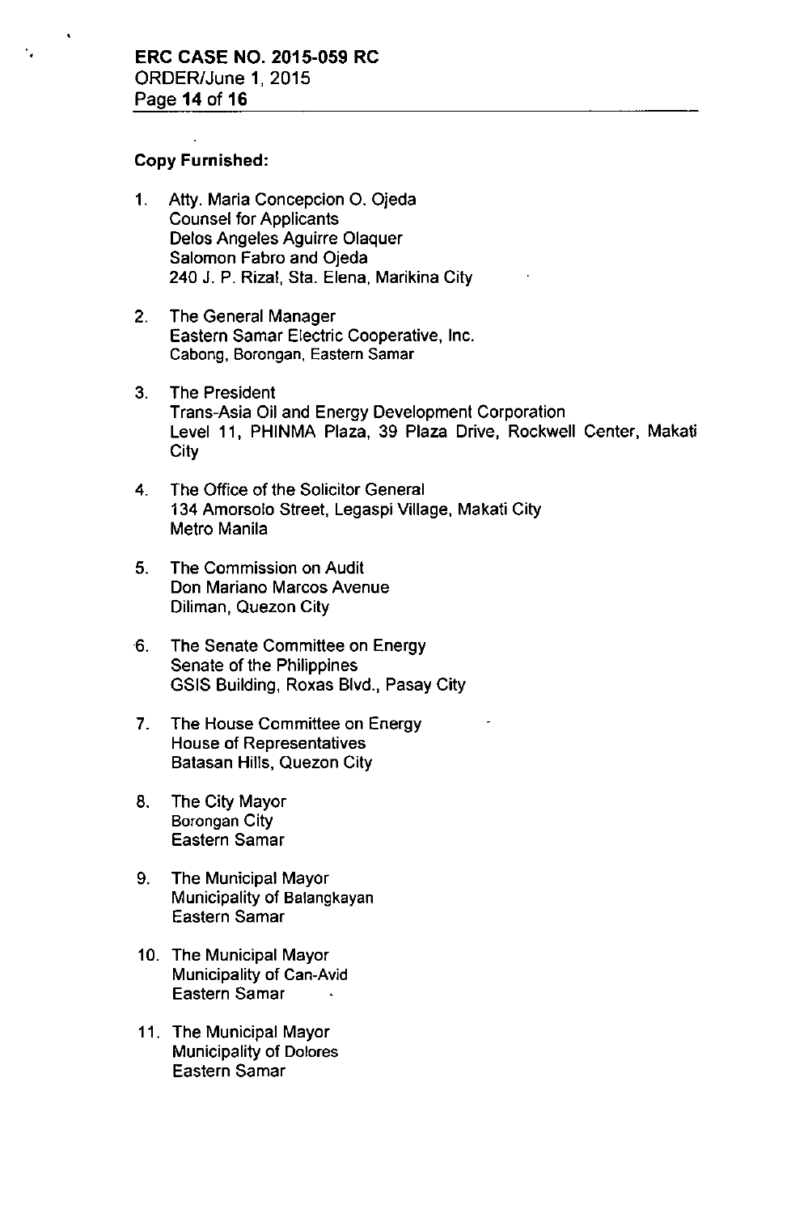**Copy Furnished:**

1. Atty. Maria Concepcion O. Ojeda
   Counsel for Applicants
   Delos Angeles Aguirre Olaquer
   Salomon Fabro and Ojeda
   240 J. P. Rizal, Sta. Elena, Marikina City

2. The General Manager
   Eastern Samar Electric Cooperative, Inc.
   Cabong, Borongan, Eastern Samar

3. The President
   Trans-Asia Oil and Energy Development Corporation
   Level 11, PHINMA Plaza, 39 Plaza Drive, Rockwell Center, Makati City

4. The Office of the Solicitor General
   134 Amorsolo Street, Legaspi Village, Makati City
   Metro Manila

5. The Commission on Audit
   Don Mariano Marcos Avenue
   Diliman, Quezon City

6. The Senate Committee on Energy
   Senate of the Philippines
   GSIS Building, Roxas Blvd., Pasay City

7. The House Committee on Energy
   House of Representatives
   Batasan Hills, Quezon City

8. The City Mayor
   Borongan City
   Eastern Samar

9. The Municipal Mayor
   Municipality of Balangkayan
   Eastern Samar

10. The Municipal Mayor
    Municipality of Can-Avid
    Eastern Samar

11. The Municipal Mayor
    Municipality of Dolores
    Eastern Samar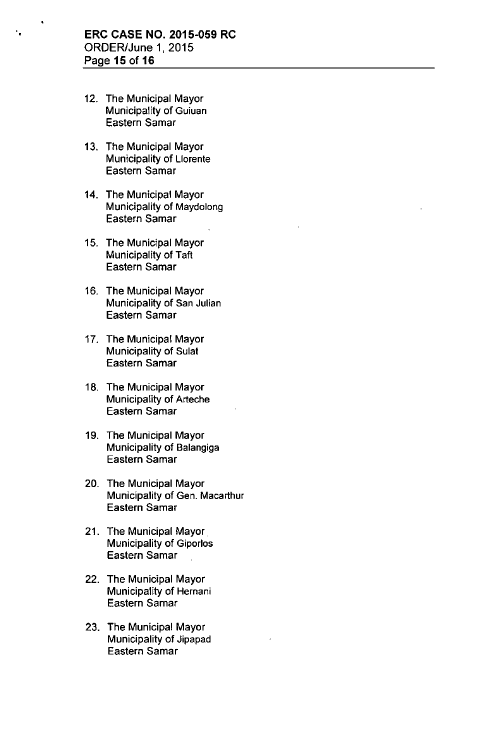12. The Municipal Mayor
    Municipality of Guiuan
    Eastern Samar

13. The Municipal Mayor
    Municipality of Llorente
    Eastern Samar

14. The Municipal Mayor
    Municipality of Maydolong
    Eastern Samar

15. The Municipal Mayor
    Municipality of Taft
    Eastern Samar

16. The Municipal Mayor
    Municipality of San Julian
    Eastern Samar

17. The Municipal Mayor
    Municipality of Sulat
    Eastern Samar

18. The Municipal Mayor
    Municipality of Arteche
    Eastern Samar

19. The Municipal Mayor
    Municipality of Balangiga
    Eastern Samar

20. The Municipal Mayor
    Municipality of Gen. Macarthur
    Eastern Samar

21. The Municipal Mayor
    Municipality of Giporlos
    Eastern Samar

22. The Municipal Mayor
    Municipality of Hernani
    Eastern Samar

23. The Municipal Mayor
    Municipality of Jipapad
    Eastern Samar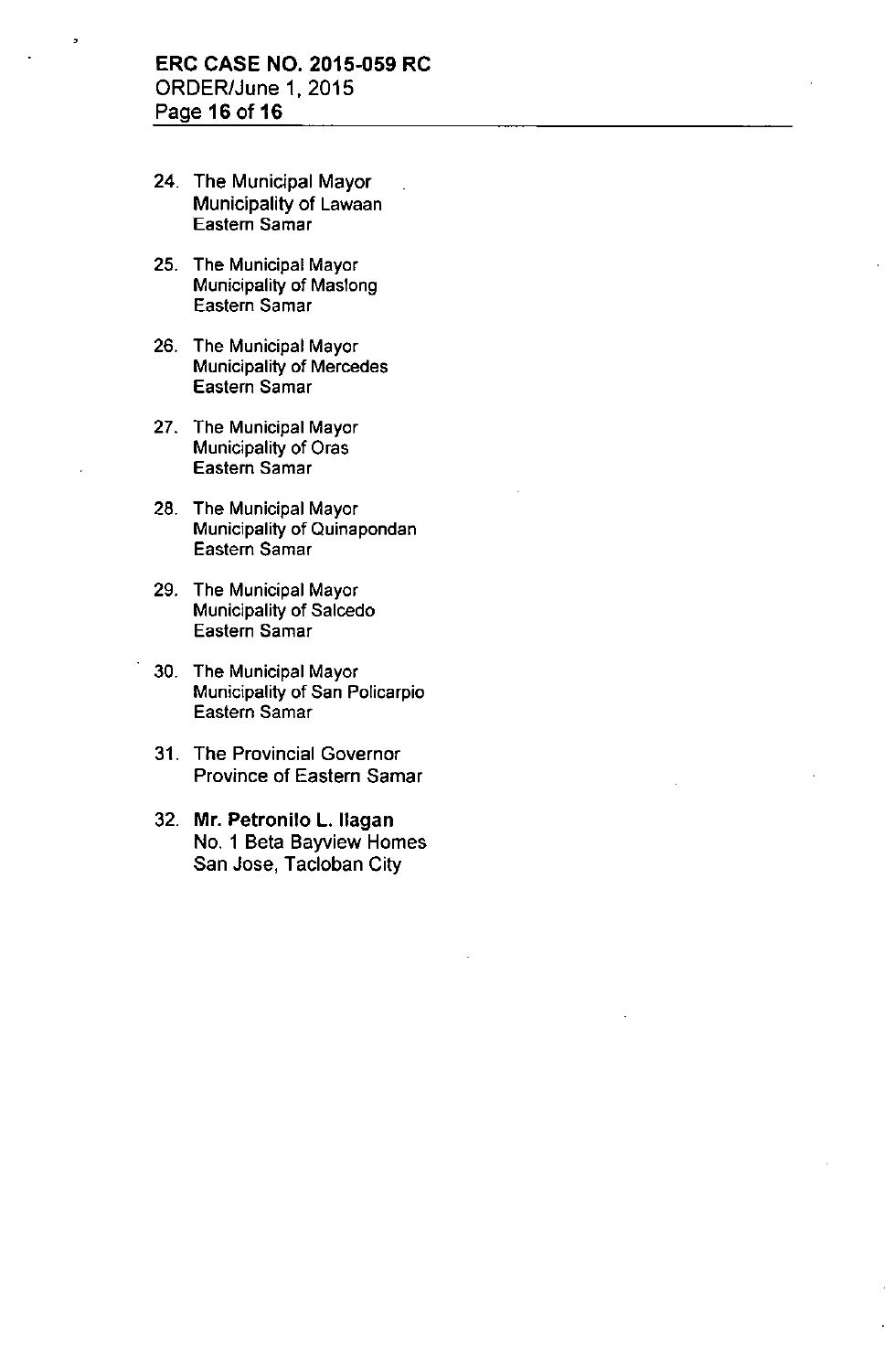24. The Municipal Mayor
    Municipality of Lawaan
    Eastern Samar

25. The Municipal Mayor
    Municipality of Maslong
    Eastern Samar

26. The Municipal Mayor
    Municipality of Mercedes
    Eastern Samar

27. The Municipal Mayor
    Municipality of Oras
    Eastern Samar

28. The Municipal Mayor
    Municipality of Quinapondan
    Eastern Samar

29. The Municipal Mayor
    Municipality of Salcedo
    Eastern Samar

30. The Municipal Mayor
    Municipality of San Policarpio
    Eastern Samar

31. The Provincial Governor
    Province of Eastern Samar

32. **Mr. Petronilo L. Ilagan**
    No. 1 Beta Bayview Homes
    San Jose, Tacloban City